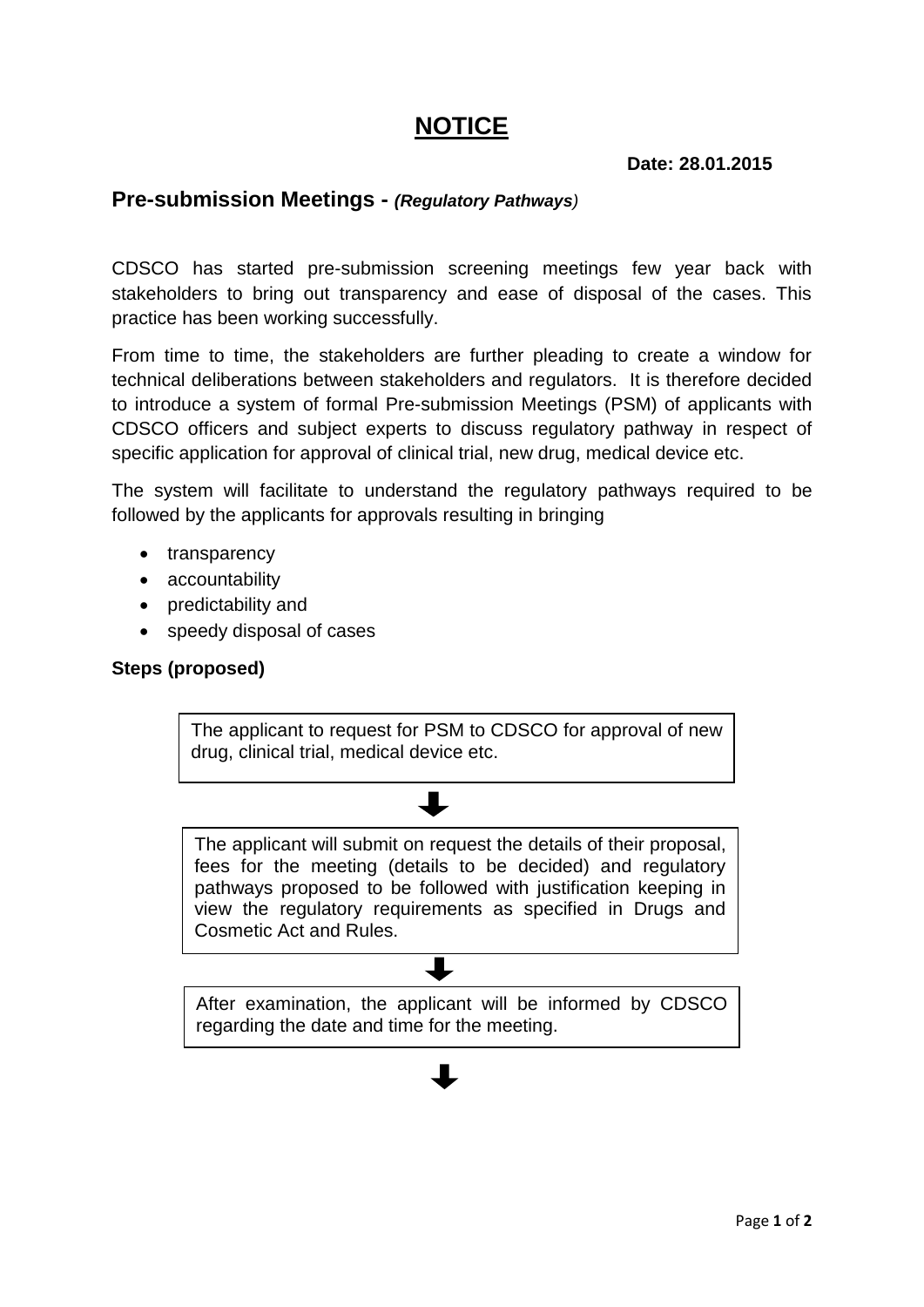# NOTICE

**Date: 28.01.2015**

## Pre-submission Meetings - *(Regulatory Pathways)*

CDSCO has started pre-submission screening meetings few year back with stakeholders to bring out transparency and ease of disposal of the cases. This practice has been working successfully.

From time to time, the stakeholders are further pleading to create a window for technical deliberations between stakeholders and regulators. It is therefore decided to introduce a system of formal Pre-submission Meetings (PSM) of applicants with CDSCO officers and subject experts to discuss regulatory pathway in respect of specific application for approval of clinical trial, new drug, medical device etc.

The system will facilitate to understand the regulatory pathways required to be followed by the applicants for approvals resulting in bringing

- transparency
- accountability
- predictability and
- speedy disposal of cases

**Steps (proposed)**

The applicant to request for PSM to CDSCO for approval of new drug, clinical trial, medical device etc.

↓

The applicant will submit on request the details of their proposal, fees for the meeting (details to be decided) and regulatory pathways proposed to be followed with justification keeping in view the regulatory requirements as specified in Drugs and Cosmetic Act and Rules.

↓

After examination, the applicant will be informed by CDSCO regarding the date and time for the meeting.

↓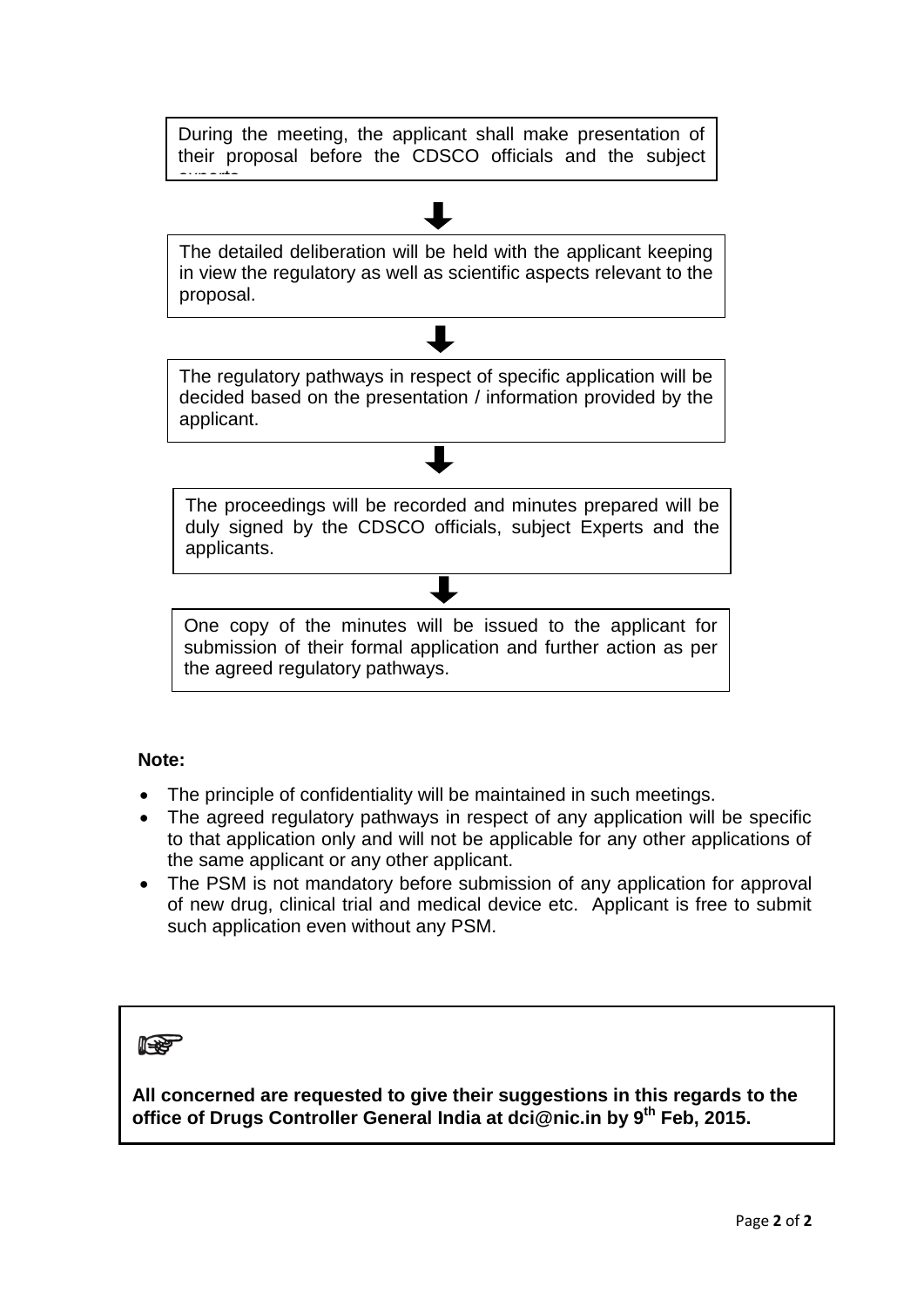During the meeting, the applicant shall make presentation of their proposal before the CDSCO officials and the subject experts

↓

The detailed deliberation will be held with the applicant keeping in view the regulatory as well as scientific aspects relevant to the proposal.

↓

The regulatory pathways in respect of specific application will be decided based on the presentation / information provided by the applicant.

↓

The proceedings will be recorded and minutes prepared will be duly signed by the CDSCO officials, subject Experts and the applicants.

↓

One copy of the minutes will be issued to the applicant for submission of their formal application and further action as per the agreed regulatory pathways.

**Note:**

- The principle of confidentiality will be maintained in such meetings.
- The agreed regulatory pathways in respect of any application will be specific to that application only and will not be applicable for any other applications of the same applicant or any other applicant.
- The PSM is not mandatory before submission of any application for approval of new drug, clinical trial and medical device etc. Applicant is free to submit such application even without any PSM.

☞

**All concerned are requested to give their suggestions in this regards to the office of Drugs Controller General India at dci@nic.in by 9th Feb, 2015.**